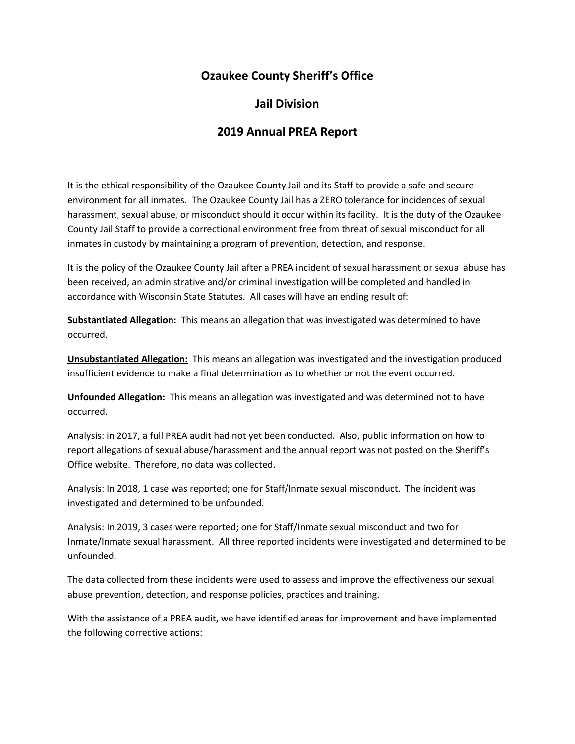# Ozaukee County Sheriff's Office

## Jail Division

## 2019 Annual PREA Report

It is the ethical responsibility of the Ozaukee County Jail and its Staff to provide a safe and secure environment for all inmates. The Ozaukee County Jail has a ZERO tolerance for incidences of sexual harassment, sexual abuse, or misconduct should it occur within its facility. It is the duty of the Ozaukee County Jail Staff to provide a correctional environment free from threat of sexual misconduct for all inmates in custody by maintaining a program of prevention, detection, and response.

It is the policy of the Ozaukee County Jail after a PREA incident of sexual harassment or sexual abuse has been received, an administrative and/or criminal investigation will be completed and handled in accordance with Wisconsin State Statutes. All cases will have an ending result of:

**Substantiated Allegation:** This means an allegation that was investigated was determined to have occurred.

**Unsubstantiated Allegation:** This means an allegation was investigated and the investigation produced insufficient evidence to make a final determination as to whether or not the event occurred.

**Unfounded Allegation:** This means an allegation was investigated and was determined not to have occurred.

Analysis: in 2017, a full PREA audit had not yet been conducted. Also, public information on how to report allegations of sexual abuse/harassment and the annual report was not posted on the Sheriff's Office website. Therefore, no data was collected.

Analysis: In 2018, 1 case was reported; one for Staff/Inmate sexual misconduct. The incident was investigated and determined to be unfounded.

Analysis: In 2019, 3 cases were reported; one for Staff/Inmate sexual misconduct and two for Inmate/Inmate sexual harassment. All three reported incidents were investigated and determined to be unfounded.

The data collected from these incidents were used to assess and improve the effectiveness our sexual abuse prevention, detection, and response policies, practices and training.

With the assistance of a PREA audit, we have identified areas for improvement and have implemented the following corrective actions: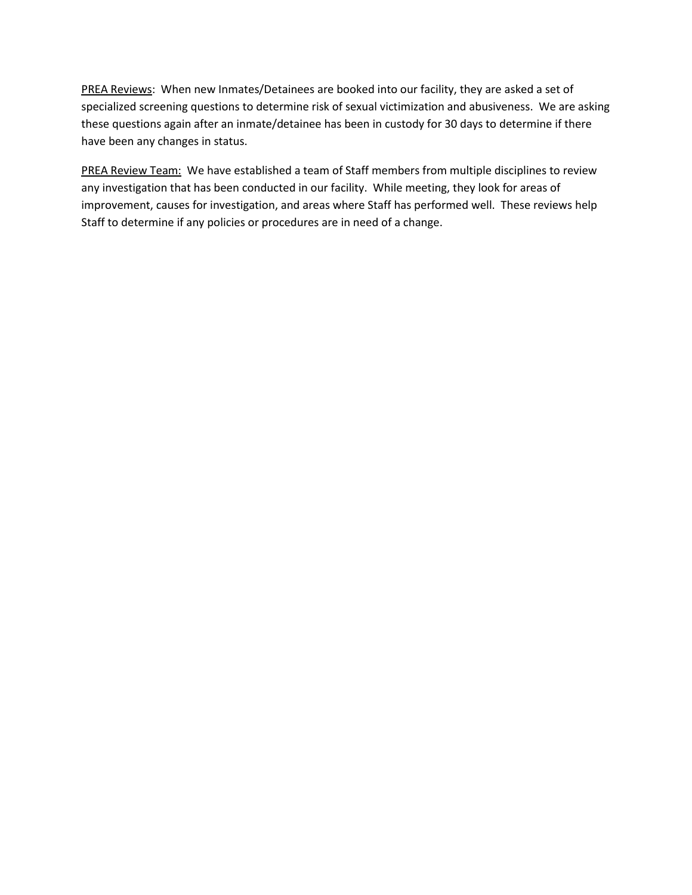<u>PREA Reviews</u>: When new Inmates/Detainees are booked into our facility, they are asked a set of specialized screening questions to determine risk of sexual victimization and abusiveness. We are asking these questions again after an inmate/detainee has been in custody for 30 days to determine if there have been any changes in status.

<u>PREA Review Team:</u> We have established a team of Staff members from multiple disciplines to review any investigation that has been conducted in our facility. While meeting, they look for areas of improvement, causes for investigation, and areas where Staff has performed well. These reviews help Staff to determine if any policies or procedures are in need of a change.